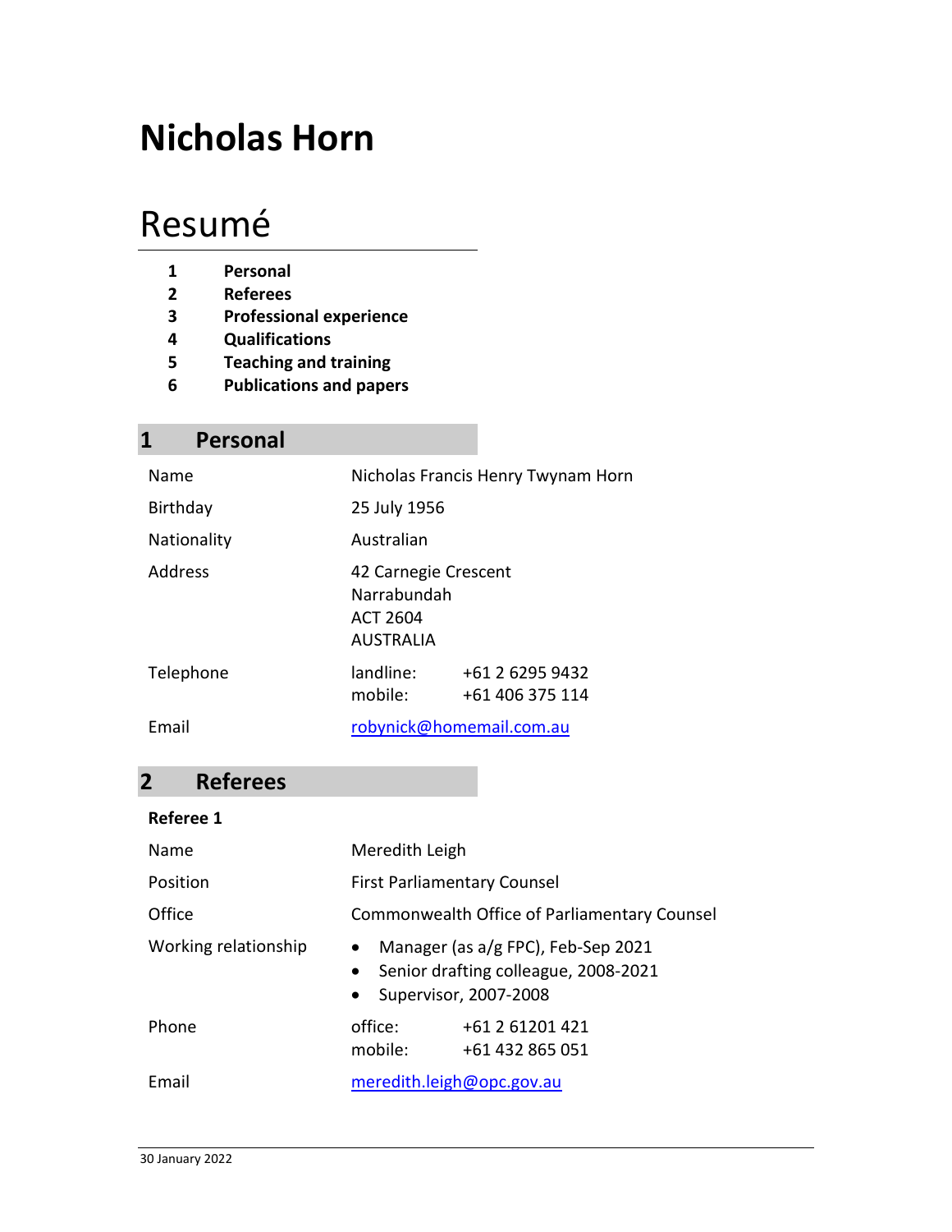# Nicholas Horn

## Resumé

1. **Personal**
2. **Referees**
3. **Professional experience**
4. **Qualifications**
5. **Teaching and training**
6. **Publications and papers**

## 1 Personal

| | |
|---|---|
| Name | Nicholas Francis Henry Twynam Horn |
| Birthday | 25 July 1956 |
| Nationality | Australian |
| Address | 42 Carnegie Crescent<br>Narrabundah<br>ACT 2604<br>AUSTRALIA |
| Telephone | landline: +61 2 6295 9432<br>mobile: +61 406 375 114 |
| Email | robynick@homemail.com.au |

## 2 Referees

**Referee 1**

| | |
|---|---|
| Name | Meredith Leigh |
| Position | First Parliamentary Counsel |
| Office | Commonwealth Office of Parliamentary Counsel |
| Working relationship | • Manager (as a/g FPC), Feb-Sep 2021<br>• Senior drafting colleague, 2008-2021<br>• Supervisor, 2007-2008 |
| Phone | office: +61 2 61201 421<br>mobile: +61 432 865 051 |
| Email | meredith.leigh@opc.gov.au |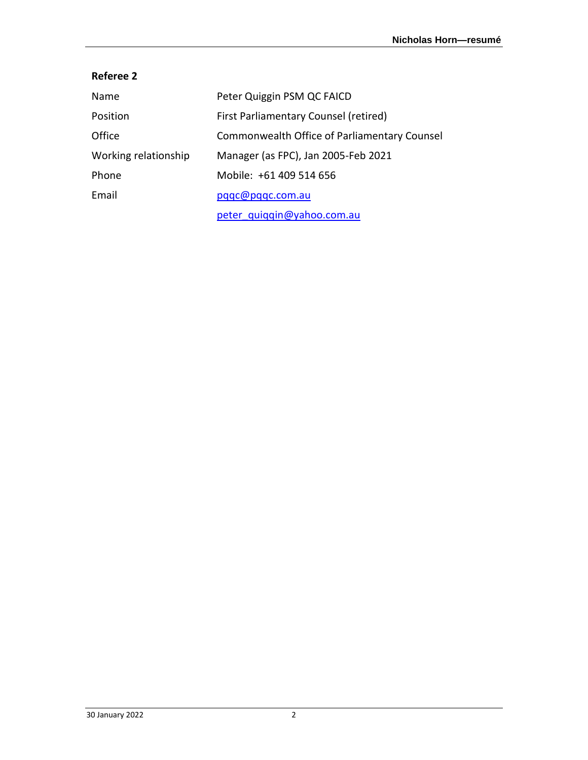**Referee 2**

| | |
|---|---|
| Name | Peter Quiggin PSM QC FAICD |
| Position | First Parliamentary Counsel (retired) |
| Office | Commonwealth Office of Parliamentary Counsel |
| Working relationship | Manager (as FPC), Jan 2005-Feb 2021 |
| Phone | Mobile: +61 409 514 656 |
| Email | pqqc@pqqc.com.au |
| | peter_quiggin@yahoo.com.au |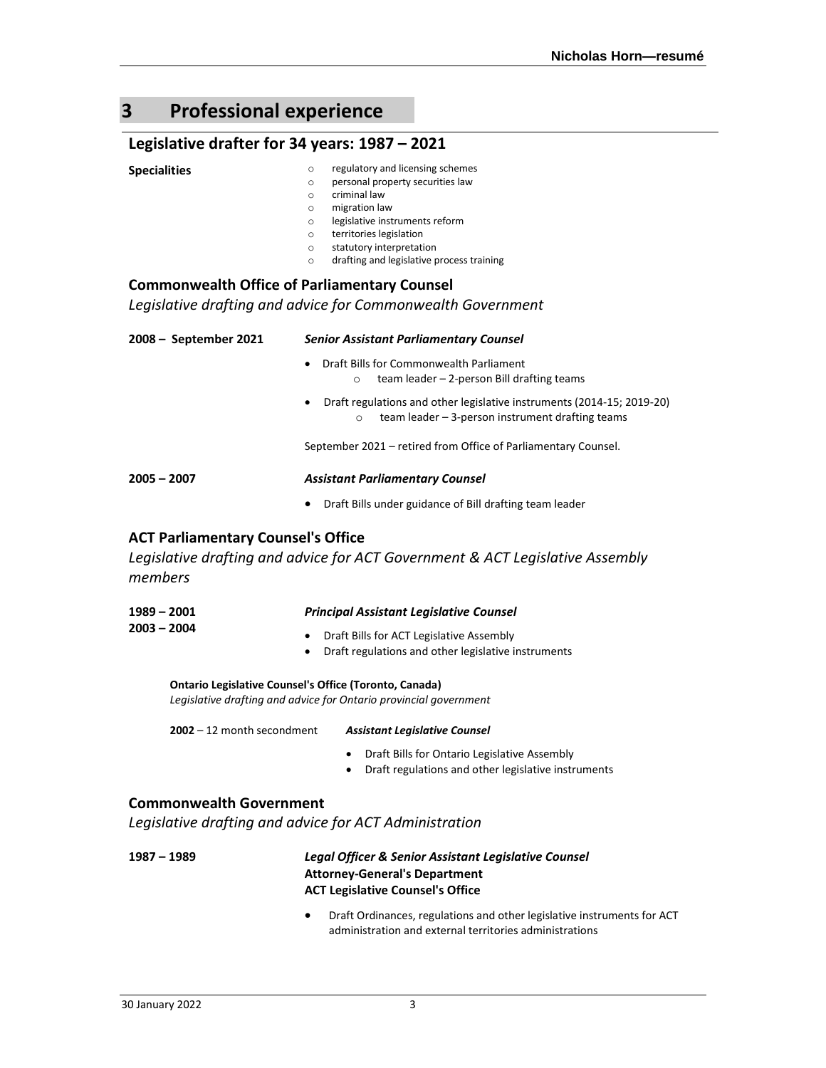# 3 Professional experience

## Legislative drafter for 34 years: 1987 – 2021

**Specialities**

- regulatory and licensing schemes
- personal property securities law
- criminal law
- migration law
- legislative instruments reform
- territories legislation
- statutory interpretation
- drafting and legislative process training

### Commonwealth Office of Parliamentary Counsel

*Legislative drafting and advice for Commonwealth Government*

**2008 – September 2021** — ***Senior Assistant Parliamentary Counsel***

- Draft Bills for Commonwealth Parliament
  - team leader – 2-person Bill drafting teams
- Draft regulations and other legislative instruments (2014-15; 2019-20)
  - team leader – 3-person instrument drafting teams

September 2021 – retired from Office of Parliamentary Counsel.

**2005 – 2007** — ***Assistant Parliamentary Counsel***

- Draft Bills under guidance of Bill drafting team leader

### ACT Parliamentary Counsel's Office

*Legislative drafting and advice for ACT Government & ACT Legislative Assembly members*

**1989 – 2001**
**2003 – 2004** — ***Principal Assistant Legislative Counsel***

- Draft Bills for ACT Legislative Assembly
- Draft regulations and other legislative instruments

**Ontario Legislative Counsel's Office (Toronto, Canada)**

*Legislative drafting and advice for Ontario provincial government*

**2002** – 12 month secondment — ***Assistant Legislative Counsel***

- Draft Bills for Ontario Legislative Assembly
- Draft regulations and other legislative instruments

### Commonwealth Government

*Legislative drafting and advice for ACT Administration*

**1987 – 1989** — ***Legal Officer & Senior Assistant Legislative Counsel***
**Attorney-General's Department**
**ACT Legislative Counsel's Office**

- Draft Ordinances, regulations and other legislative instruments for ACT administration and external territories administrations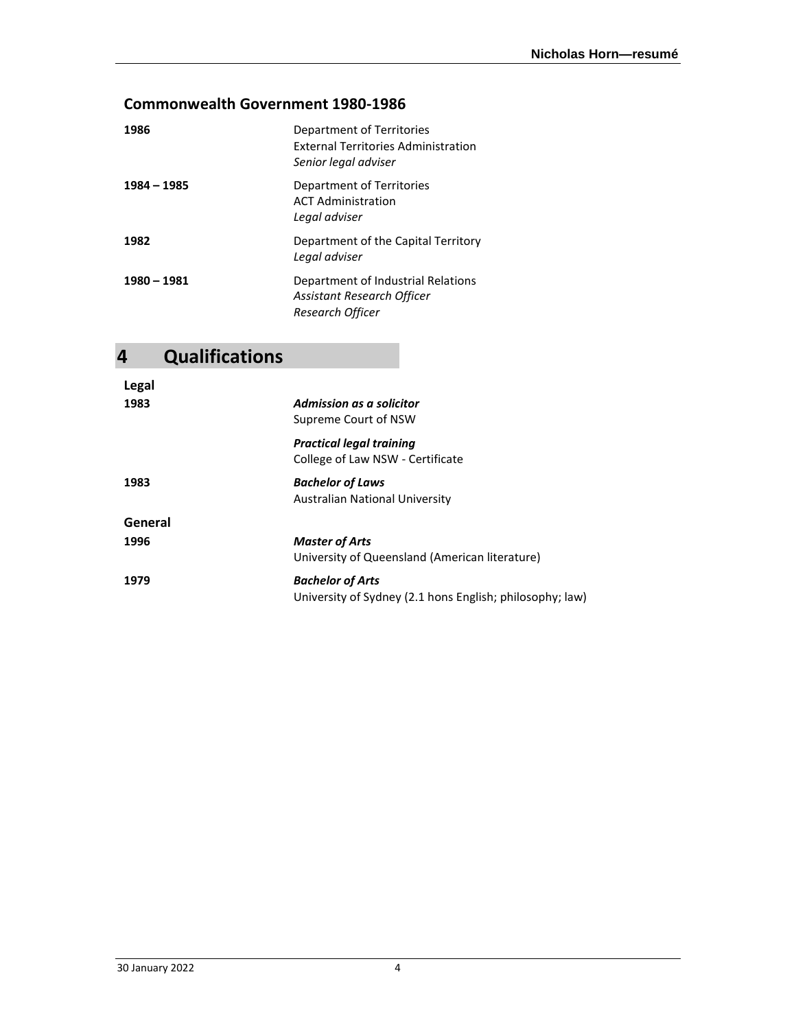### Commonwealth Government 1980-1986

**1986**
Department of Territories
External Territories Administration
*Senior legal adviser*

**1984 – 1985**
Department of Territories
ACT Administration
*Legal adviser*

**1982**
Department of the Capital Territory
*Legal adviser*

**1980 – 1981**
Department of Industrial Relations
*Assistant Research Officer*
*Research Officer*

# 4 Qualifications

### Legal

**1983**
***Admission as a solicitor***
Supreme Court of NSW

***Practical legal training***
College of Law NSW - Certificate

**1983**
***Bachelor of Laws***
Australian National University

### General

**1996**
***Master of Arts***
University of Queensland (American literature)

**1979**
***Bachelor of Arts***
University of Sydney (2.1 hons English; philosophy; law)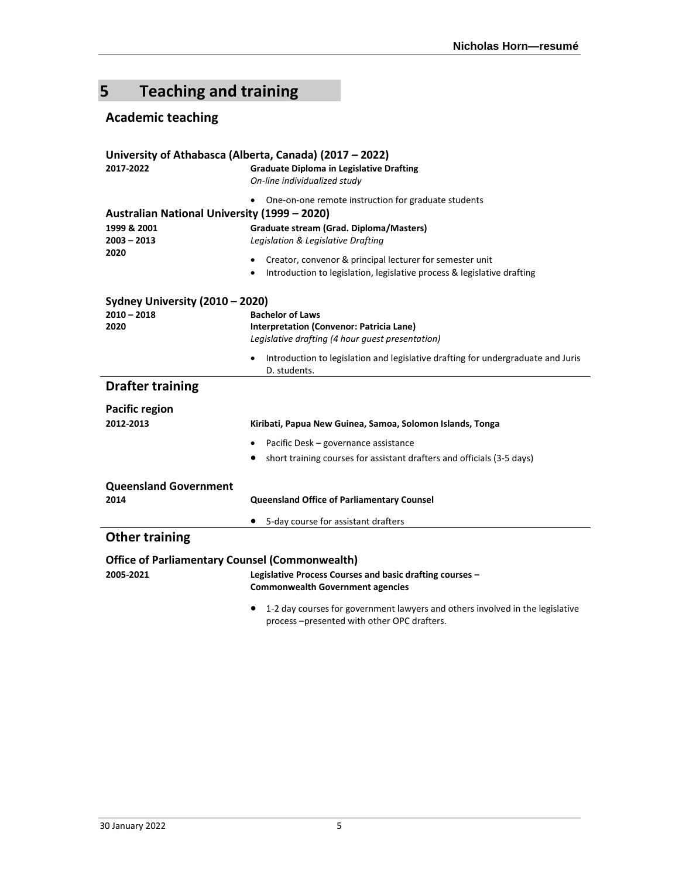# 5 Teaching and training

## Academic teaching

### University of Athabasca (Alberta, Canada) (2017 – 2022)

**2017-2022**

**Graduate Diploma in Legislative Drafting**
*On-line individualized study*

- One-on-one remote instruction for graduate students

### Australian National University (1999 – 2020)

**1999 & 2001**
**2003 – 2013**
**2020**

**Graduate stream (Grad. Diploma/Masters)**
*Legislation & Legislative Drafting*

- Creator, convenor & principal lecturer for semester unit
- Introduction to legislation, legislative process & legislative drafting

### Sydney University (2010 – 2020)

**2010 – 2018**
**2020**

**Bachelor of Laws**
**Interpretation (Convenor: Patricia Lane)**
*Legislative drafting (4 hour guest presentation)*

- Introduction to legislation and legislative drafting for undergraduate and Juris D. students.

## Drafter training

### Pacific region

**2012-2013**

**Kiribati, Papua New Guinea, Samoa, Solomon Islands, Tonga**

- Pacific Desk – governance assistance
- short training courses for assistant drafters and officials (3-5 days)

### Queensland Government

**2014**

**Queensland Office of Parliamentary Counsel**

- 5-day course for assistant drafters

## Other training

### Office of Parliamentary Counsel (Commonwealth)

**2005-2021**

**Legislative Process Courses and basic drafting courses – Commonwealth Government agencies**

- 1-2 day courses for government lawyers and others involved in the legislative process –presented with other OPC drafters.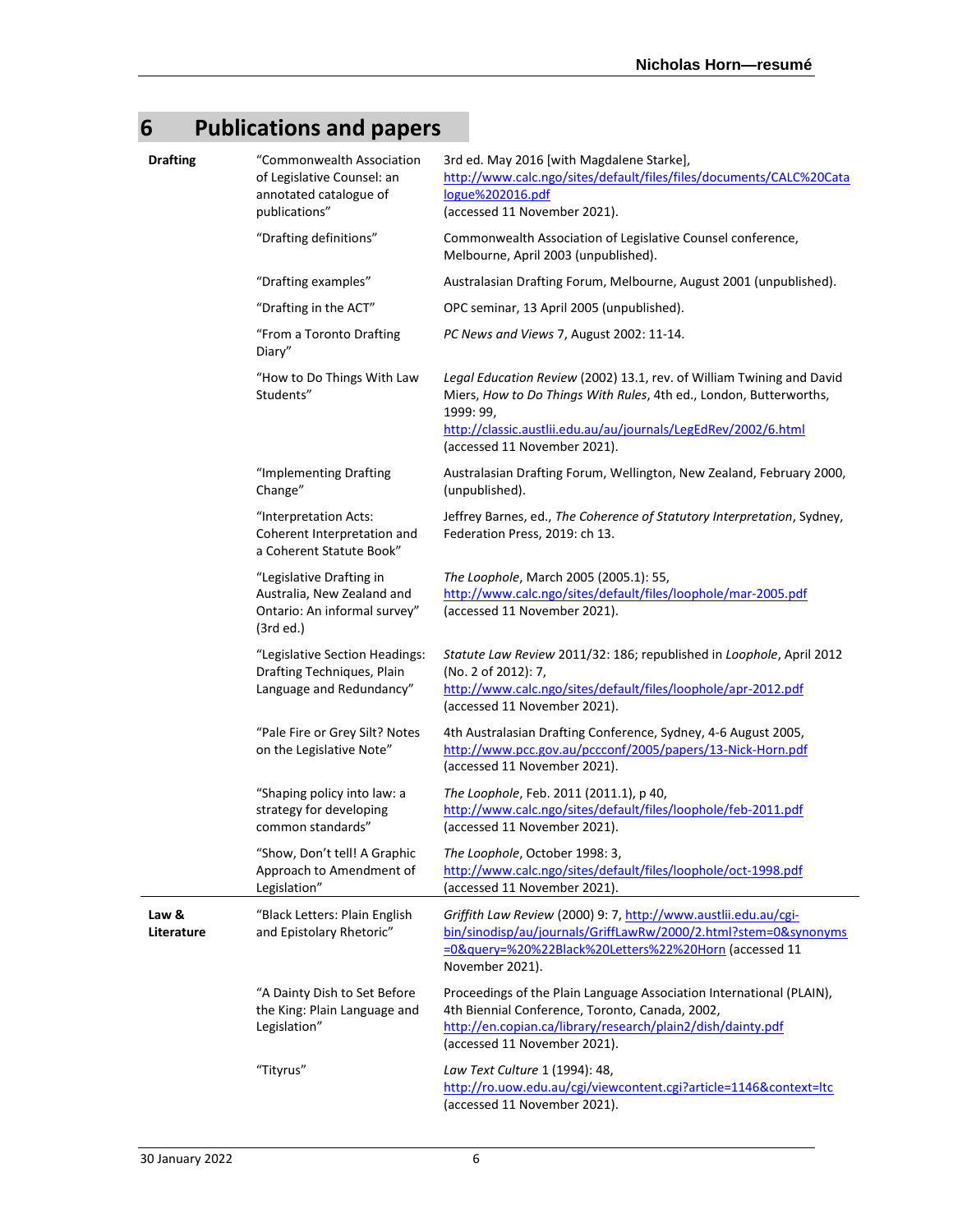# 6 Publications and papers

| | | |
|---|---|---|
| **Drafting** | "Commonwealth Association of Legislative Counsel: an annotated catalogue of publications" | 3rd ed. May 2016 [with Magdalene Starke], http://www.calc.ngo/sites/default/files/files/documents/CALC%20Catalogue%202016.pdf (accessed 11 November 2021). |
| | "Drafting definitions" | Commonwealth Association of Legislative Counsel conference, Melbourne, April 2003 (unpublished). |
| | "Drafting examples" | Australasian Drafting Forum, Melbourne, August 2001 (unpublished). |
| | "Drafting in the ACT" | OPC seminar, 13 April 2005 (unpublished). |
| | "From a Toronto Drafting Diary" | *PC News and Views* 7, August 2002: 11-14. |
| | "How to Do Things With Law Students" | *Legal Education Review* (2002) 13.1, rev. of William Twining and David Miers, *How to Do Things With Rules*, 4th ed., London, Butterworths, 1999: 99, http://classic.austlii.edu.au/au/journals/LegEdRev/2002/6.html (accessed 11 November 2021). |
| | "Implementing Drafting Change" | Australasian Drafting Forum, Wellington, New Zealand, February 2000, (unpublished). |
| | "Interpretation Acts: Coherent Interpretation and a Coherent Statute Book" | Jeffrey Barnes, ed., *The Coherence of Statutory Interpretation*, Sydney, Federation Press, 2019: ch 13. |
| | "Legislative Drafting in Australia, New Zealand and Ontario: An informal survey" (3rd ed.) | *The Loophole*, March 2005 (2005.1): 55, http://www.calc.ngo/sites/default/files/loophole/mar-2005.pdf (accessed 11 November 2021). |
| | "Legislative Section Headings: Drafting Techniques, Plain Language and Redundancy" | *Statute Law Review* 2011/32: 186; republished in *Loophole*, April 2012 (No. 2 of 2012): 7, http://www.calc.ngo/sites/default/files/loophole/apr-2012.pdf (accessed 11 November 2021). |
| | "Pale Fire or Grey Silt? Notes on the Legislative Note" | 4th Australasian Drafting Conference, Sydney, 4-6 August 2005, http://www.pcc.gov.au/pccconf/2005/papers/13-Nick-Horn.pdf (accessed 11 November 2021). |
| | "Shaping policy into law: a strategy for developing common standards" | *The Loophole*, Feb. 2011 (2011.1), p 40, http://www.calc.ngo/sites/default/files/loophole/feb-2011.pdf (accessed 11 November 2021). |
| | "Show, Don't tell! A Graphic Approach to Amendment of Legislation" | *The Loophole*, October 1998: 3, http://www.calc.ngo/sites/default/files/loophole/oct-1998.pdf (accessed 11 November 2021). |
| **Law & Literature** | "Black Letters: Plain English and Epistolary Rhetoric" | *Griffith Law Review* (2000) 9: 7, http://www.austlii.edu.au/cgi-bin/sinodisp/au/journals/GriffLawRw/2000/2.html?stem=0&synonyms=0&query=%20%22Black%20Letters%22%20Horn (accessed 11 November 2021). |
| | "A Dainty Dish to Set Before the King: Plain Language and Legislation" | Proceedings of the Plain Language Association International (PLAIN), 4th Biennial Conference, Toronto, Canada, 2002, http://en.copian.ca/library/research/plain2/dish/dainty.pdf (accessed 11 November 2021). |
| | "Tityrus" | *Law Text Culture* 1 (1994): 48, http://ro.uow.edu.au/cgi/viewcontent.cgi?article=1146&context=ltc (accessed 11 November 2021). |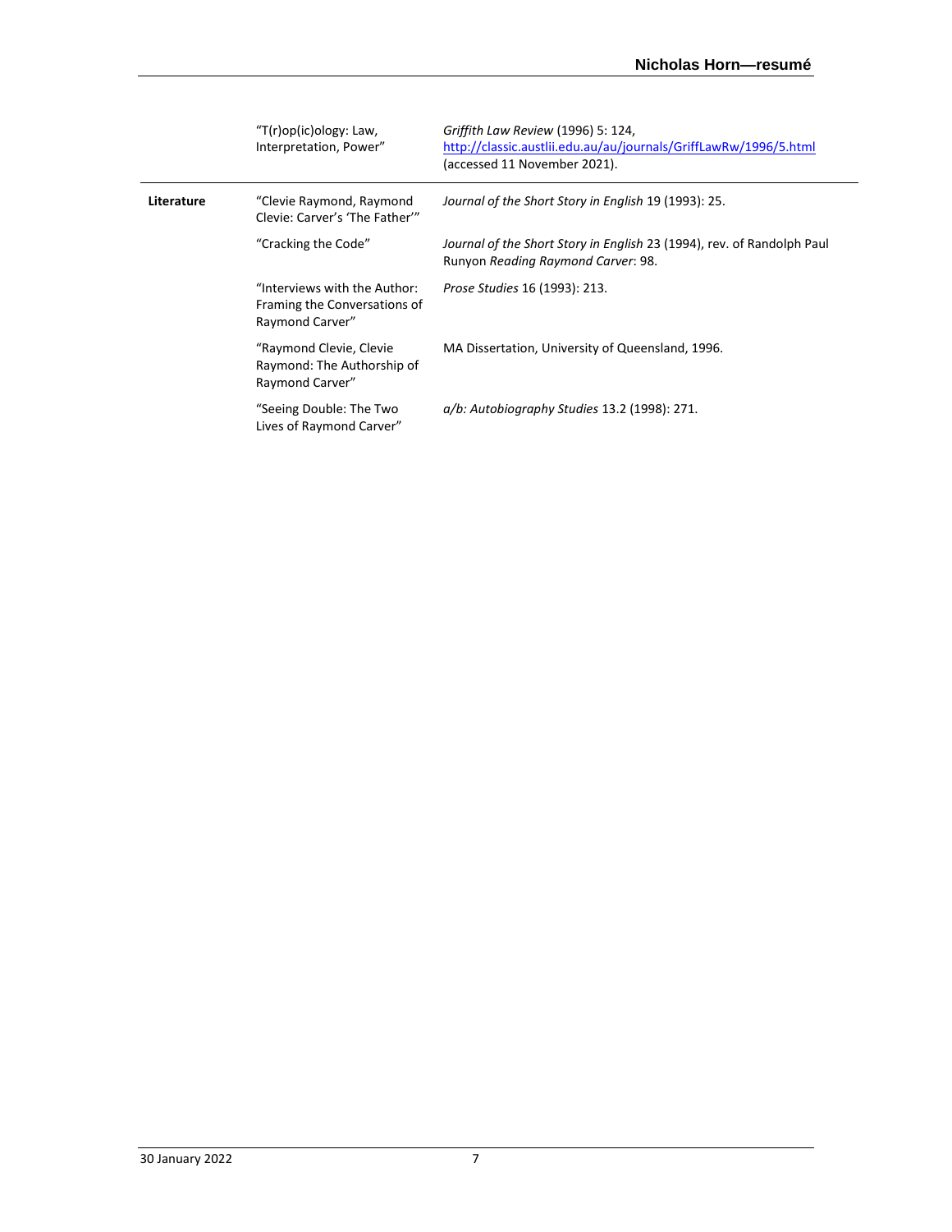| | | |
|---|---|---|
| | "T(r)op(ic)ology: Law, Interpretation, Power" | *Griffith Law Review* (1996) 5: 124, http://classic.austlii.edu.au/au/journals/GriffLawRw/1996/5.html (accessed 11 November 2021). |
| **Literature** | "Clevie Raymond, Raymond Clevie: Carver's 'The Father'" | *Journal of the Short Story in English* 19 (1993): 25. |
| | "Cracking the Code" | *Journal of the Short Story in English* 23 (1994), rev. of Randolph Paul Runyon *Reading Raymond Carver*: 98. |
| | "Interviews with the Author: Framing the Conversations of Raymond Carver" | *Prose Studies* 16 (1993): 213. |
| | "Raymond Clevie, Clevie Raymond: The Authorship of Raymond Carver" | MA Dissertation, University of Queensland, 1996. |
| | "Seeing Double: The Two Lives of Raymond Carver" | *a/b: Autobiography Studies* 13.2 (1998): 271. |